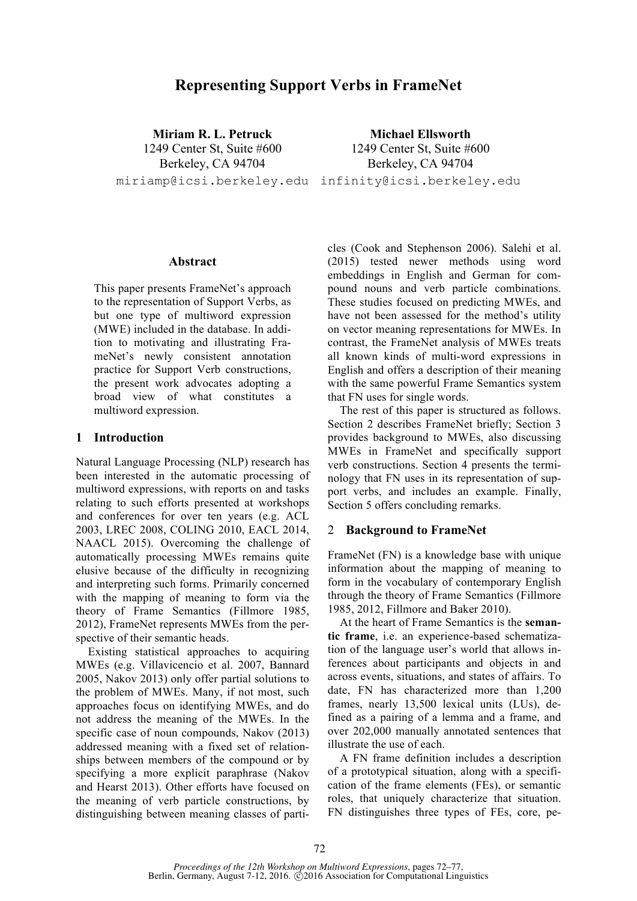# Representing Support Verbs in FrameNet

**Miriam R. L. Petruck**
1249 Center St, Suite #600
Berkeley, CA 94704
miriamp@icsi.berkeley.edu

**Michael Ellsworth**
1249 Center St, Suite #600
Berkeley, CA 94704
infinity@icsi.berkeley.edu

## Abstract

This paper presents FrameNet's approach to the representation of Support Verbs, as but one type of multiword expression (MWE) included in the database. In addition to motivating and illustrating FrameNet's newly consistent annotation practice for Support Verb constructions, the present work advocates adopting a broad view of what constitutes a multiword expression.

## 1 Introduction

Natural Language Processing (NLP) research has been interested in the automatic processing of multiword expressions, with reports on and tasks relating to such efforts presented at workshops and conferences for over ten years (e.g. ACL 2003, LREC 2008, COLING 2010, EACL 2014, NAACL 2015). Overcoming the challenge of automatically processing MWEs remains quite elusive because of the difficulty in recognizing and interpreting such forms. Primarily concerned with the mapping of meaning to form via the theory of Frame Semantics (Fillmore 1985, 2012), FrameNet represents MWEs from the perspective of their semantic heads.

Existing statistical approaches to acquiring MWEs (e.g. Villavicencio et al. 2007, Bannard 2005, Nakov 2013) only offer partial solutions to the problem of MWEs. Many, if not most, such approaches focus on identifying MWEs, and do not address the meaning of the MWEs. In the specific case of noun compounds, Nakov (2013) addressed meaning with a fixed set of relationships between members of the compound or by specifying a more explicit paraphrase (Nakov and Hearst 2013). Other efforts have focused on the meaning of verb particle constructions, by distinguishing between meaning classes of particles (Cook and Stephenson 2006). Salehi et al. (2015) tested newer methods using word embeddings in English and German for compound nouns and verb particle combinations. These studies focused on predicting MWEs, and have not been assessed for the method's utility on vector meaning representations for MWEs. In contrast, the FrameNet analysis of MWEs treats all known kinds of multi-word expressions in English and offers a description of their meaning with the same powerful Frame Semantics system that FN uses for single words.

The rest of this paper is structured as follows. Section 2 describes FrameNet briefly; Section 3 provides background to MWEs, also discussing MWEs in FrameNet and specifically support verb constructions. Section 4 presents the terminology that FN uses in its representation of support verbs, and includes an example. Finally, Section 5 offers concluding remarks.

## 2 Background to FrameNet

FrameNet (FN) is a knowledge base with unique information about the mapping of meaning to form in the vocabulary of contemporary English through the theory of Frame Semantics (Fillmore 1985, 2012, Fillmore and Baker 2010).

At the heart of Frame Semantics is the **semantic frame**, i.e. an experience-based schematization of the language user's world that allows inferences about participants and objects in and across events, situations, and states of affairs. To date, FN has characterized more than 1,200 frames, nearly 13,500 lexical units (LUs), defined as a pairing of a lemma and a frame, and over 202,000 manually annotated sentences that illustrate the use of each.

A FN frame definition includes a description of a prototypical situation, along with a specification of the frame elements (FEs), or semantic roles, that uniquely characterize that situation. FN distinguishes three types of FEs, core, pe-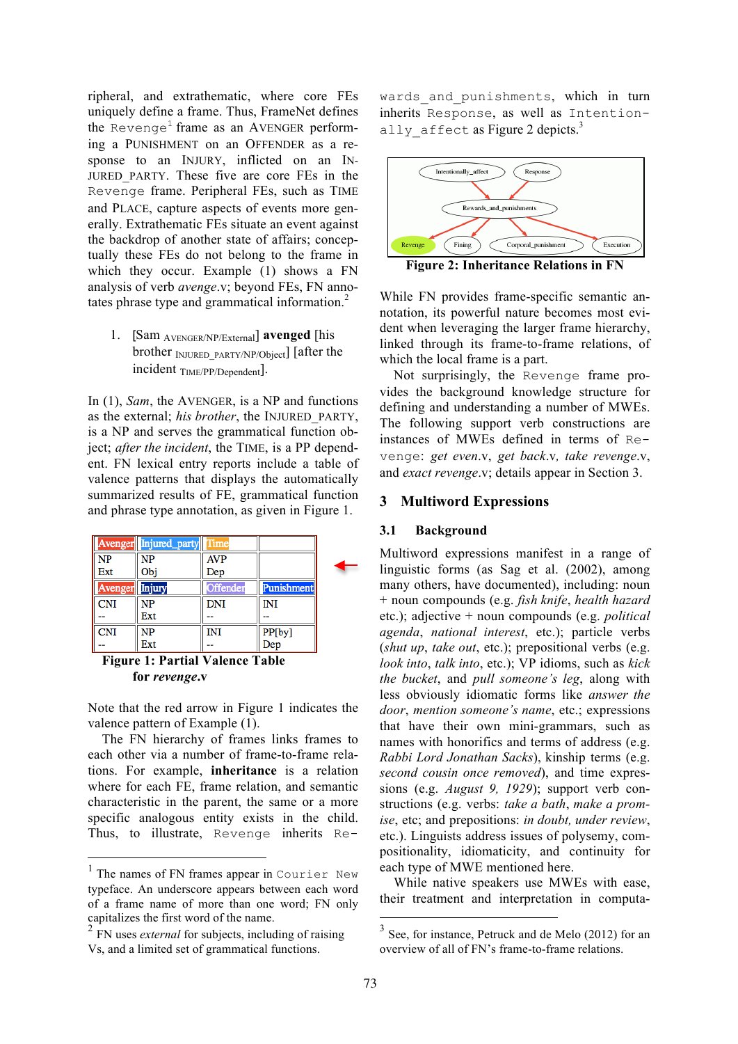ripheral, and extrathematic, where core FEs uniquely define a frame. Thus, FrameNet defines the `Revenge`[1] frame as an AVENGER performing a PUNISHMENT on an OFFENDER as a response to an INJURY, inflicted on an INJURED_PARTY. These five are core FEs in the `Revenge` frame. Peripheral FEs, such as TIME and PLACE, capture aspects of events more generally. Extrathematic FEs situate an event against the backdrop of another state of affairs; conceptually these FEs do not belong to the frame in which they occur. Example (1) shows a FN analysis of verb *avenge*.v; beyond FEs, FN annotates phrase type and grammatical information.[2]

1. [Sam $_{\text{AVENGER/NP/External}}$] **avenged** [his brother $_{\text{INJURED\_PARTY/NP/Object}}$] [after the incident $_{\text{TIME/PP/Dependent}}$].

In (1), *Sam*, the AVENGER, is a NP and functions as the external; *his brother*, the INJURED_PARTY, is a NP and serves the grammatical function object; *after the incident*, the TIME, is a PP dependent. FN lexical entry reports include a table of valence patterns that displays the automatically summarized results of FE, grammatical function and phrase type annotation, as given in Figure 1.

| Avenger | Injured_party | Time | |
|---|---|---|---|
| NP Ext | NP Obj | AVP Dep | |
| **Avenger** | **Injury** | **Offender** | **Punishment** |
| CNI -- | NP Ext | DNI -- | INI -- |
| CNI -- | NP Ext | INI -- | PP[by] Dep |

**Figure 1: Partial Valence Table for *revenge*.v**

Note that the red arrow in Figure 1 indicates the valence pattern of Example (1).

The FN hierarchy of frames links frames to each other via a number of frame-to-frame relations. For example, **inheritance** is a relation where for each FE, frame relation, and semantic characteristic in the parent, the same or a more specific analogous entity exists in the child. Thus, to illustrate, `Revenge` inherits `Rewards_and_punishments`, which in turn inherits `Response`, as well as `Intentionally_affect` as Figure 2 depicts.[3]

**Figure 2: Inheritance Relations in FN**

While FN provides frame-specific semantic annotation, its powerful nature becomes most evident when leveraging the larger frame hierarchy, linked through its frame-to-frame relations, of which the local frame is a part.

Not surprisingly, the `Revenge` frame provides the background knowledge structure for defining and understanding a number of MWEs. The following support verb constructions are instances of MWEs defined in terms of `Revenge`: *get even*.v, *get back*.v, *take revenge*.v, and *exact revenge*.v; details appear in Section 3.

## 3 Multiword Expressions

### 3.1 Background

Multiword expressions manifest in a range of linguistic forms (as Sag et al. (2002), among many others, have documented), including: noun + noun compounds (e.g. *fish knife*, *health hazard* etc.); adjective + noun compounds (e.g. *political agenda*, *national interest*, etc.); particle verbs (*shut up*, *take out*, etc.); prepositional verbs (e.g. *look into*, *talk into*, etc.); VP idioms, such as *kick the bucket*, and *pull someone's leg*, along with less obviously idiomatic forms like *answer the door*, *mention someone's name*, etc.; expressions that have their own mini-grammars, such as names with honorifics and terms of address (e.g. *Rabbi Lord Jonathan Sacks*), kinship terms (e.g. *second cousin once removed*), and time expressions (e.g. *August 9, 1929*); support verb constructions (e.g. verbs: *take a bath*, *make a promise*, etc; and prepositions: *in doubt*, *under review*, etc.). Linguists address issues of polysemy, compositionality, idiomaticity, and continuity for each type of MWE mentioned here.

While native speakers use MWEs with ease, their treatment and interpretation in computa-

---

[1] The names of FN frames appear in `Courier New` typeface. An underscore appears between each word of a frame name of more than one word; FN only capitalizes the first word of the name.

[2] FN uses *external* for subjects, including of raising Vs, and a limited set of grammatical functions.

[3] See, for instance, Petruck and de Melo (2012) for an overview of all of FN's frame-to-frame relations.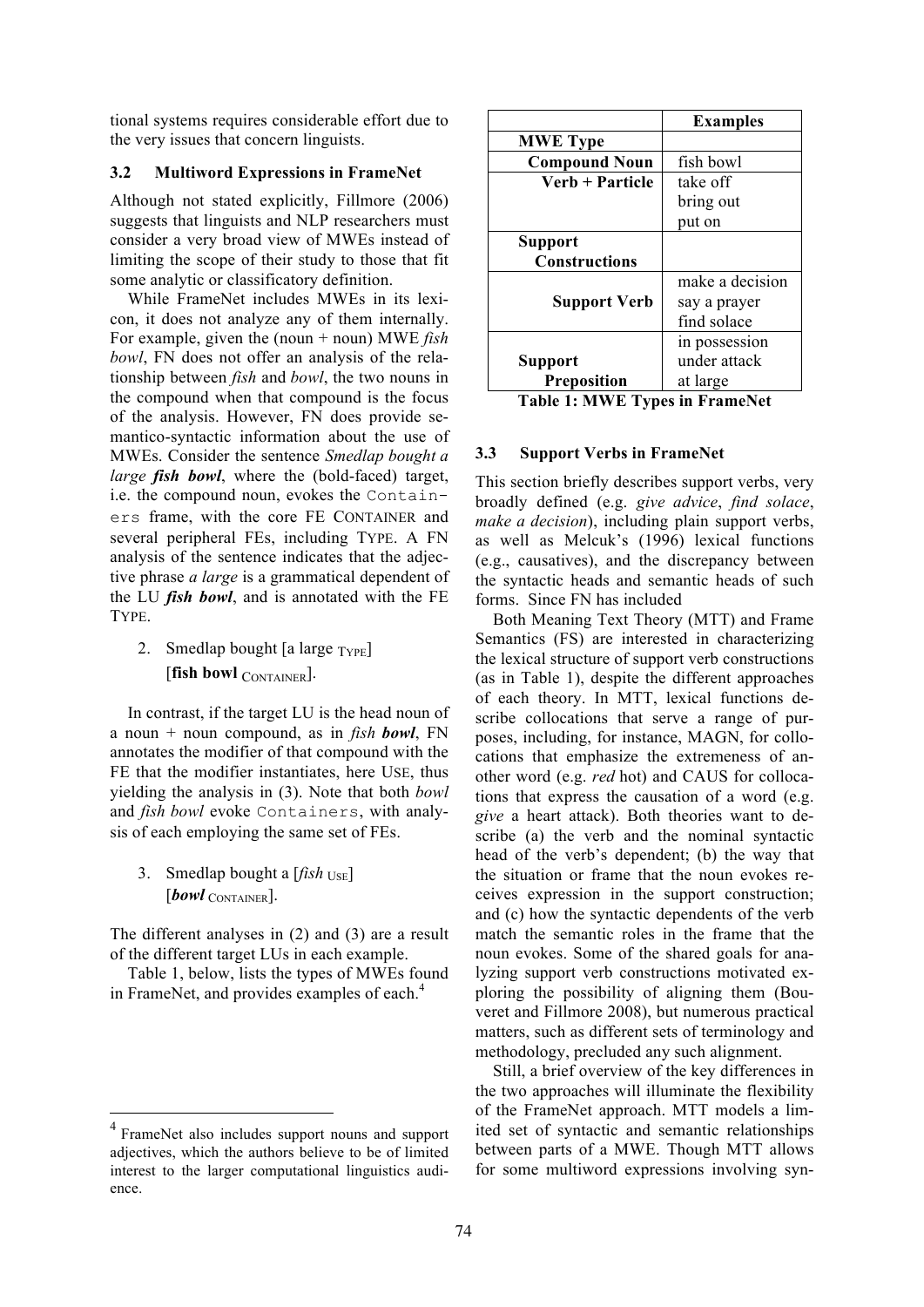tional systems requires considerable effort due to the very issues that concern linguists.

### 3.2 Multiword Expressions in FrameNet

Although not stated explicitly, Fillmore (2006) suggests that linguists and NLP researchers must consider a very broad view of MWEs instead of limiting the scope of their study to those that fit some analytic or classificatory definition.

While FrameNet includes MWEs in its lexicon, it does not analyze any of them internally. For example, given the (noun + noun) MWE *fish bowl*, FN does not offer an analysis of the relationship between *fish* and *bowl*, the two nouns in the compound when that compound is the focus of the analysis. However, FN does provide semantico-syntactic information about the use of MWEs. Consider the sentence *Smedlap bought a large **fish bowl***, where the (bold-faced) target, i.e. the compound noun, evokes the `Containers` frame, with the core FE CONTAINER and several peripheral FEs, including TYPE. A FN analysis of the sentence indicates that the adjective phrase *a large* is a grammatical dependent of the LU ***fish bowl***, and is annotated with the FE TYPE.

2. Smedlap bought [a large $_{\text{TYPE}}$] [**fish bowl** $_{\text{CONTAINER}}$].

In contrast, if the target LU is the head noun of a noun + noun compound, as in *fish **bowl***, FN annotates the modifier of that compound with the FE that the modifier instantiates, here USE, thus yielding the analysis in (3). Note that both *bowl* and *fish bowl* evoke `Containers`, with analysis of each employing the same set of FEs.

3. Smedlap bought a [*fish* $_{\text{USE}}$] [***bowl*** $_{\text{CONTAINER}}$].

The different analyses in (2) and (3) are a result of the different target LUs in each example.

Table 1, below, lists the types of MWEs found in FrameNet, and provides examples of each.[4]

| | **Examples** |
|---|---|
| **MWE Type** | |
| **Compound Noun** | fish bowl |
| **Verb + Particle** | take off<br>bring out<br>put on |
| **Support Constructions** | |
| **Support Verb** | make a decision<br>say a prayer<br>find solace |
| **Support Preposition** | in possession<br>under attack<br>at large |

**Table 1: MWE Types in FrameNet**

### 3.3 Support Verbs in FrameNet

This section briefly describes support verbs, very broadly defined (e.g. *give advice*, *find solace*, *make a decision*), including plain support verbs, as well as Melcuk's (1996) lexical functions (e.g., causatives), and the discrepancy between the syntactic heads and semantic heads of such forms. Since FN has included

Both Meaning Text Theory (MTT) and Frame Semantics (FS) are interested in characterizing the lexical structure of support verb constructions (as in Table 1), despite the different approaches of each theory. In MTT, lexical functions describe collocations that serve a range of purposes, including, for instance, MAGN, for collocations that emphasize the extremeness of another word (e.g. *red* hot) and CAUS for collocations that express the causation of a word (e.g. *give* a heart attack). Both theories want to describe (a) the verb and the nominal syntactic head of the verb's dependent; (b) the way that the situation or frame that the noun evokes receives expression in the support construction; and (c) how the syntactic dependents of the verb match the semantic roles in the frame that the noun evokes. Some of the shared goals for analyzing support verb constructions motivated exploring the possibility of aligning them (Bouveret and Fillmore 2008), but numerous practical matters, such as different sets of terminology and methodology, precluded any such alignment.

Still, a brief overview of the key differences in the two approaches will illuminate the flexibility of the FrameNet approach. MTT models a limited set of syntactic and semantic relationships between parts of a MWE. Though MTT allows for some multiword expressions involving syn-

[4] FrameNet also includes support nouns and support adjectives, which the authors believe to be of limited interest to the larger computational linguistics audience.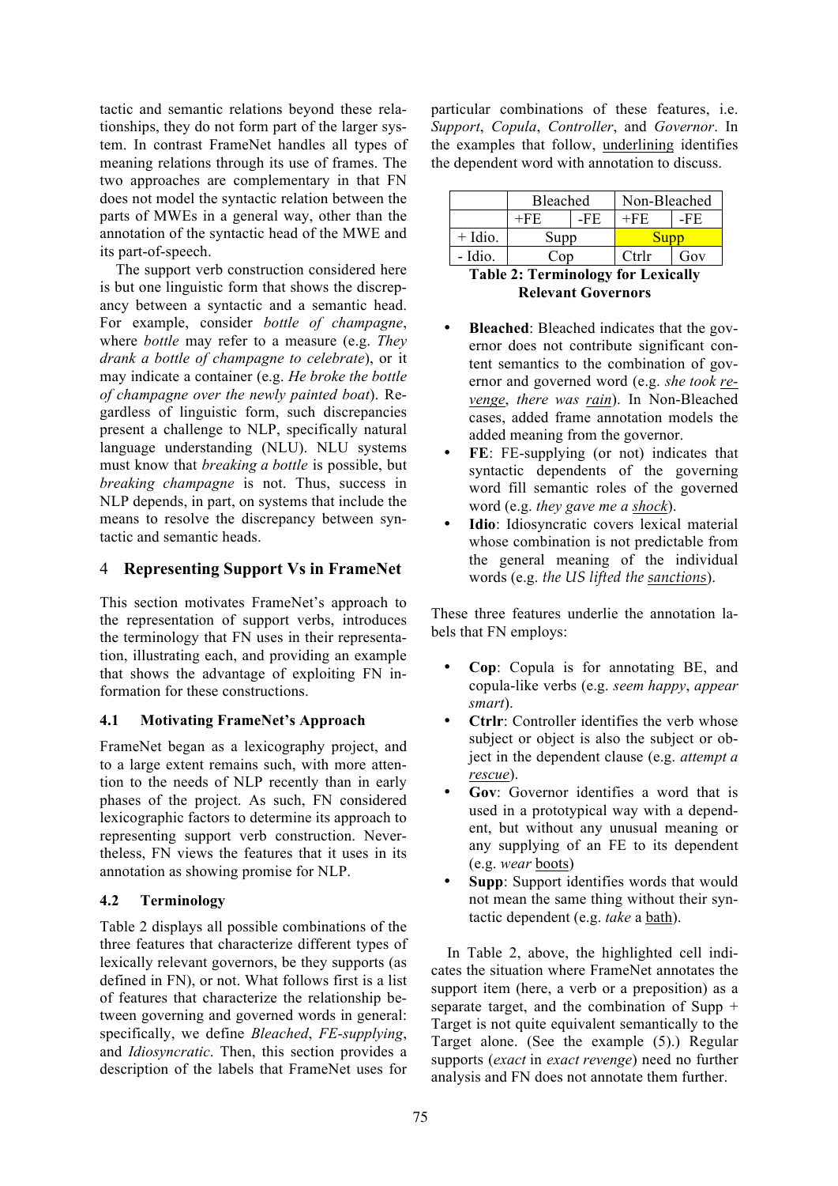tactic and semantic relations beyond these relationships, they do not form part of the larger system. In contrast FrameNet handles all types of meaning relations through its use of frames. The two approaches are complementary in that FN does not model the syntactic relation between the parts of MWEs in a general way, other than the annotation of the syntactic head of the MWE and its part-of-speech.

The support verb construction considered here is but one linguistic form that shows the discrepancy between a syntactic and a semantic head. For example, consider *bottle of champagne*, where *bottle* may refer to a measure (e.g. *They drank a bottle of champagne to celebrate*), or it may indicate a container (e.g. *He broke the bottle of champagne over the newly painted boat*). Regardless of linguistic form, such discrepancies present a challenge to NLP, specifically natural language understanding (NLU). NLU systems must know that *breaking a bottle* is possible, but *breaking champagne* is not. Thus, success in NLP depends, in part, on systems that include the means to resolve the discrepancy between syntactic and semantic heads.

## 4 Representing Support Vs in FrameNet

This section motivates FrameNet's approach to the representation of support verbs, introduces the terminology that FN uses in their representation, illustrating each, and providing an example that shows the advantage of exploiting FN information for these constructions.

### 4.1 Motivating FrameNet's Approach

FrameNet began as a lexicography project, and to a large extent remains such, with more attention to the needs of NLP recently than in early phases of the project. As such, FN considered lexicographic factors to determine its approach to representing support verb construction. Nevertheless, FN views the features that it uses in its annotation as showing promise for NLP.

### 4.2 Terminology

Table 2 displays all possible combinations of the three features that characterize different types of lexically relevant governors, be they supports (as defined in FN), or not. What follows first is a list of features that characterize the relationship between governing and governed words in general: specifically, we define *Bleached*, *FE-supplying*, and *Idiosyncratic*. Then, this section provides a description of the labels that FrameNet uses for particular combinations of these features, i.e. *Support*, *Copula*, *Controller*, and *Governor*. In the examples that follow, underlining identifies the dependent word with annotation to discuss.

| | Bleached | | Non-Bleached | |
|---|---|---|---|---|
| | +FE | -FE | +FE | -FE |
| + Idio. | Supp | | Supp | |
| - Idio. | Cop | | Ctrlr | Gov |

**Table 2: Terminology for Lexically Relevant Governors**

- **Bleached**: Bleached indicates that the governor does not contribute significant content semantics to the combination of governor and governed word (e.g. *she took revenge*, *there was rain*). In Non-Bleached cases, added frame annotation models the added meaning from the governor.
- **FE**: FE-supplying (or not) indicates that syntactic dependents of the governing word fill semantic roles of the governed word (e.g. *they gave me a shock*).
- **Idio**: Idiosyncratic covers lexical material whose combination is not predictable from the general meaning of the individual words (e.g. *the US lifted the sanctions*).

These three features underlie the annotation labels that FN employs:

- **Cop**: Copula is for annotating BE, and copula-like verbs (e.g. *seem happy*, *appear smart*).
- **Ctrlr**: Controller identifies the verb whose subject or object is also the subject or object in the dependent clause (e.g. *attempt a rescue*).
- **Gov**: Governor identifies a word that is used in a prototypical way with a dependent, but without any unusual meaning or any supplying of an FE to its dependent (e.g. *wear* boots)
- **Supp**: Support identifies words that would not mean the same thing without their syntactic dependent (e.g. *take* a bath).

In Table 2, above, the highlighted cell indicates the situation where FrameNet annotates the support item (here, a verb or a preposition) as a separate target, and the combination of Supp + Target is not quite equivalent semantically to the Target alone. (See the example (5).) Regular supports (*exact* in *exact revenge*) need no further analysis and FN does not annotate them further.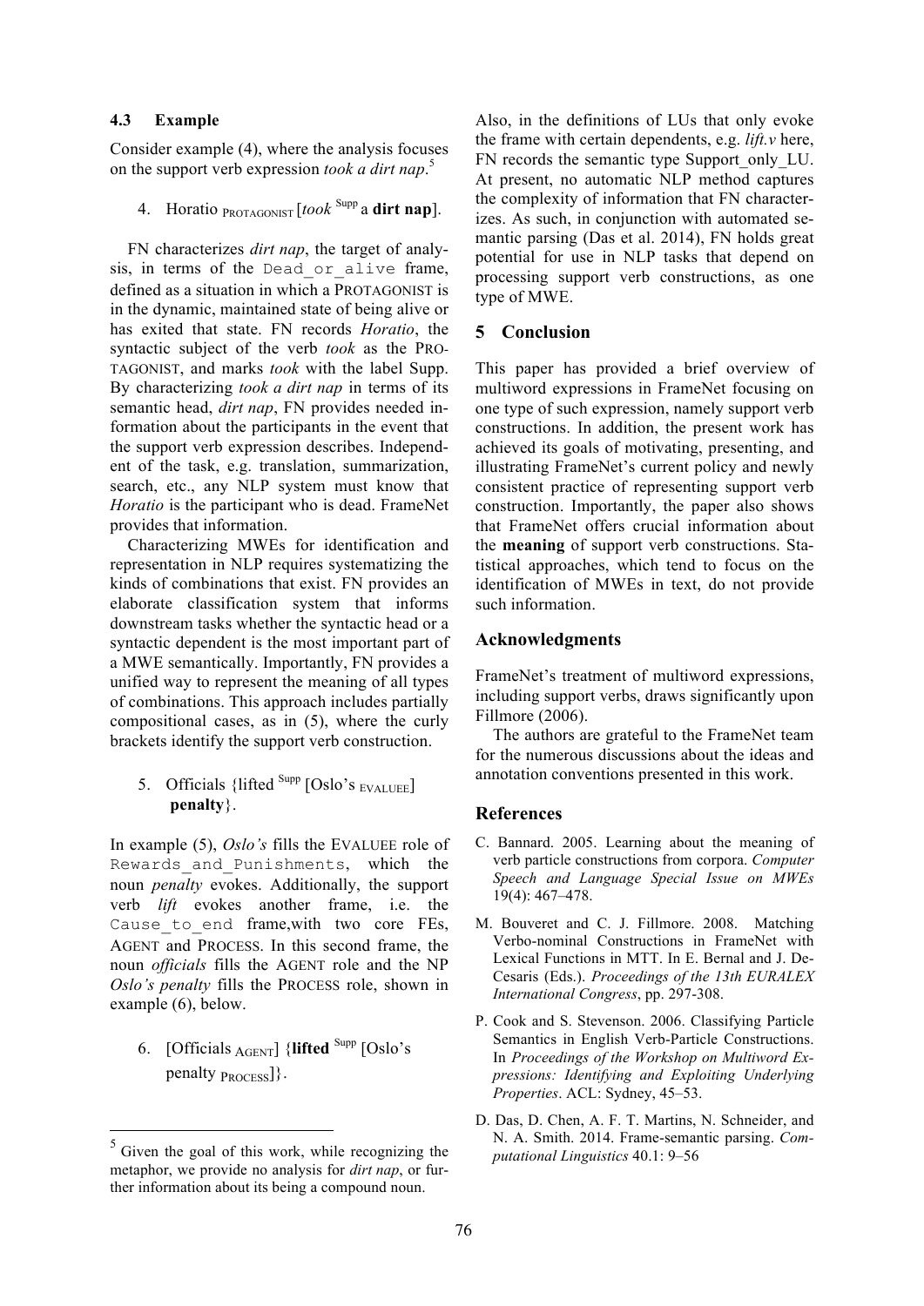### 4.3 Example

Consider example (4), where the analysis focuses on the support verb expression *took a dirt nap*.[5]

4. Horatio $_{\text{PROTAGONIST}}$ [*took* $^{\text{Supp}}$ a **dirt nap**].

FN characterizes *dirt nap*, the target of analysis, in terms of the `Dead_or_alive` frame, defined as a situation in which a PROTAGONIST is in the dynamic, maintained state of being alive or has exited that state. FN records *Horatio*, the syntactic subject of the verb *took* as the PROTAGONIST, and marks *took* with the label Supp. By characterizing *took a dirt nap* in terms of its semantic head, *dirt nap*, FN provides needed information about the participants in the event that the support verb expression describes. Independent of the task, e.g. translation, summarization, search, etc., any NLP system must know that *Horatio* is the participant who is dead. FrameNet provides that information.

Characterizing MWEs for identification and representation in NLP requires systematizing the kinds of combinations that exist. FN provides an elaborate classification system that informs downstream tasks whether the syntactic head or a syntactic dependent is the most important part of a MWE semantically. Importantly, FN provides a unified way to represent the meaning of all types of combinations. This approach includes partially compositional cases, as in (5), where the curly brackets identify the support verb construction.

5. Officials {lifted $^{\text{Supp}}$ [Oslo's $_{\text{EVALUEE}}$] **penalty**}.

In example (5), *Oslo's* fills the EVALUEE role of `Rewards_and_Punishments`, which the noun *penalty* evokes. Additionally, the support verb *lift* evokes another frame, i.e. the `Cause_to_end` frame,with two core FEs, AGENT and PROCESS. In this second frame, the noun *officials* fills the AGENT role and the NP *Oslo's penalty* fills the PROCESS role, shown in example (6), below.

6. [Officials $_{\text{AGENT}}$] {**lifted** $^{\text{Supp}}$ [Oslo's penalty $_{\text{PROCESS}}$]}.

Also, in the definitions of LUs that only evoke the frame with certain dependents, e.g. *lift.v* here, FN records the semantic type Support_only_LU. At present, no automatic NLP method captures the complexity of information that FN characterizes. As such, in conjunction with automated semantic parsing (Das et al. 2014), FN holds great potential for use in NLP tasks that depend on processing support verb constructions, as one type of MWE.

## 5 Conclusion

This paper has provided a brief overview of multiword expressions in FrameNet focusing on one type of such expression, namely support verb constructions. In addition, the present work has achieved its goals of motivating, presenting, and illustrating FrameNet's current policy and newly consistent practice of representing support verb construction. Importantly, the paper also shows that FrameNet offers crucial information about the **meaning** of support verb constructions. Statistical approaches, which tend to focus on the identification of MWEs in text, do not provide such information.

## Acknowledgments

FrameNet's treatment of multiword expressions, including support verbs, draws significantly upon Fillmore (2006).

The authors are grateful to the FrameNet team for the numerous discussions about the ideas and annotation conventions presented in this work.

## References

C. Bannard. 2005. Learning about the meaning of verb particle constructions from corpora. *Computer Speech and Language Special Issue on MWEs* 19(4): 467–478.

M. Bouveret and C. J. Fillmore. 2008. Matching Verbo-nominal Constructions in FrameNet with Lexical Functions in MTT. In E. Bernal and J. DeCesaris (Eds.). *Proceedings of the 13th EURALEX International Congress*, pp. 297-308.

P. Cook and S. Stevenson. 2006. Classifying Particle Semantics in English Verb-Particle Constructions. In *Proceedings of the Workshop on Multiword Expressions: Identifying and Exploiting Underlying Properties*. ACL: Sydney, 45–53.

D. Das, D. Chen, A. F. T. Martins, N. Schneider, and N. A. Smith. 2014. Frame-semantic parsing. *Computational Linguistics* 40.1: 9–56

[5] Given the goal of this work, while recognizing the metaphor, we provide no analysis for *dirt nap*, or further information about its being a compound noun.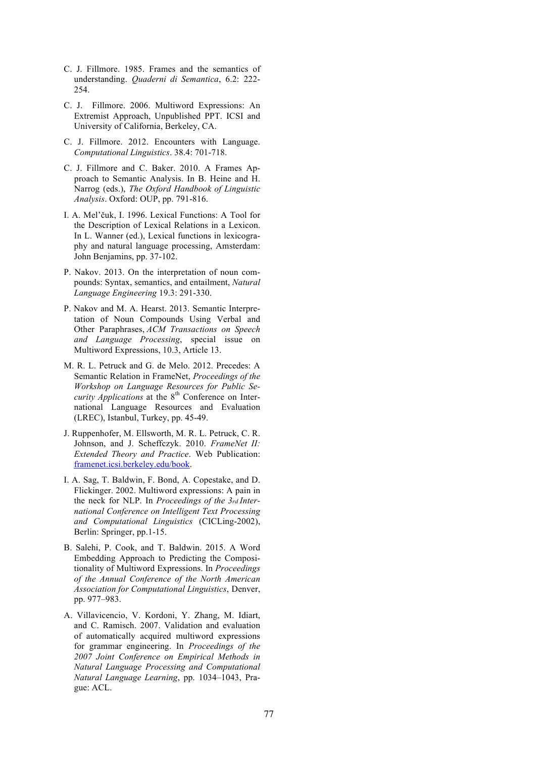C. J. Fillmore. 1985. Frames and the semantics of understanding. *Quaderni di Semantica*, 6.2: 222-254.

C. J. Fillmore. 2006. Multiword Expressions: An Extremist Approach, Unpublished PPT. ICSI and University of California, Berkeley, CA.

C. J. Fillmore. 2012. Encounters with Language. *Computational Linguistics*. 38.4: 701-718.

C. J. Fillmore and C. Baker. 2010. A Frames Approach to Semantic Analysis. In B. Heine and H. Narrog (eds.), *The Oxford Handbook of Linguistic Analysis*. Oxford: OUP, pp. 791-816.

I. A. Mel'čuk, I. 1996. Lexical Functions: A Tool for the Description of Lexical Relations in a Lexicon. In L. Wanner (ed.), Lexical functions in lexicography and natural language processing, Amsterdam: John Benjamins, pp. 37-102.

P. Nakov. 2013. On the interpretation of noun compounds: Syntax, semantics, and entailment, *Natural Language Engineering* 19.3: 291-330.

P. Nakov and M. A. Hearst. 2013. Semantic Interpretation of Noun Compounds Using Verbal and Other Paraphrases, *ACM Transactions on Speech and Language Processing*, special issue on Multiword Expressions, 10.3, Article 13.

M. R. L. Petruck and G. de Melo. 2012. Precedes: A Semantic Relation in FrameNet, *Proceedings of the Workshop on Language Resources for Public Security Applications* at the 8th Conference on International Language Resources and Evaluation (LREC), Istanbul, Turkey, pp. 45-49.

J. Ruppenhofer, M. Ellsworth, M. R. L. Petruck, C. R. Johnson, and J. Scheffczyk. 2010. *FrameNet II: Extended Theory and Practice*. Web Publication: framenet.icsi.berkeley.edu/book.

I. A. Sag, T. Baldwin, F. Bond, A. Copestake, and D. Flickinger. 2002. Multiword expressions: A pain in the neck for NLP. In *Proceedings of the 3rd International Conference on Intelligent Text Processing and Computational Linguistics* (CICLing-2002), Berlin: Springer, pp.1-15.

B. Salehi, P. Cook, and T. Baldwin. 2015. A Word Embedding Approach to Predicting the Compositionality of Multiword Expressions. In *Proceedings of the Annual Conference of the North American Association for Computational Linguistics*, Denver, pp. 977–983.

A. Villavicencio, V. Kordoni, Y. Zhang, M. Idiart, and C. Ramisch. 2007. Validation and evaluation of automatically acquired multiword expressions for grammar engineering. In *Proceedings of the 2007 Joint Conference on Empirical Methods in Natural Language Processing and Computational Natural Language Learning*, pp. 1034–1043, Prague: ACL.